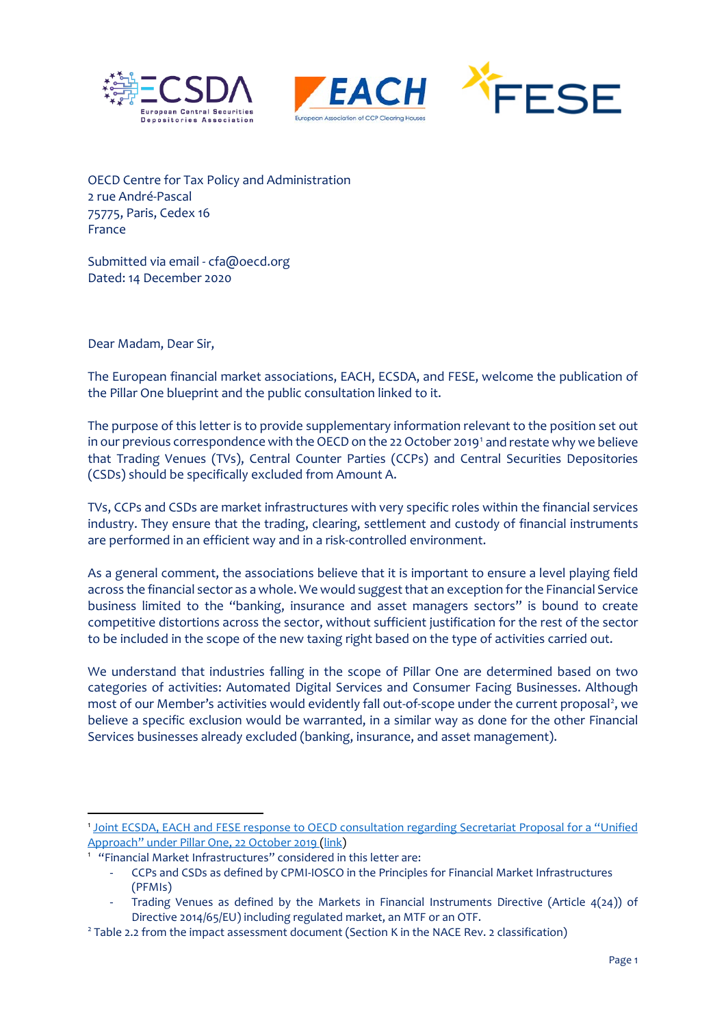OECD Centre for Tax Policy and Administration
2 rue André-Pascal
75775, Paris, Cedex 16
France

Submitted via email - cfa@oecd.org
Dated: 14 December 2020

Dear Madam, Dear Sir,

The European financial market associations, EACH, ECSDA, and FESE, welcome the publication of the Pillar One blueprint and the public consultation linked to it.

The purpose of this letter is to provide supplementary information relevant to the position set out in our previous correspondence with the OECD on the 22 October 2019[1] and restate why we believe that Trading Venues (TVs), Central Counter Parties (CCPs) and Central Securities Depositories (CSDs) should be specifically excluded from Amount A.

TVs, CCPs and CSDs are market infrastructures with very specific roles within the financial services industry. They ensure that the trading, clearing, settlement and custody of financial instruments are performed in an efficient way and in a risk-controlled environment.

As a general comment, the associations believe that it is important to ensure a level playing field across the financial sector as a whole. We would suggest that an exception for the Financial Service business limited to the "banking, insurance and asset managers sectors" is bound to create competitive distortions across the sector, without sufficient justification for the rest of the sector to be included in the scope of the new taxing right based on the type of activities carried out.

We understand that industries falling in the scope of Pillar One are determined based on two categories of activities: Automated Digital Services and Consumer Facing Businesses. Although most of our Member's activities would evidently fall out-of-scope under the current proposal[2], we believe a specific exclusion would be warranted, in a similar way as done for the other Financial Services businesses already excluded (banking, insurance, and asset management).

---

[1] Joint ECSDA, EACH and FESE response to OECD consultation regarding Secretariat Proposal for a "Unified Approach" under Pillar One, 22 October 2019 (link)

[1] "Financial Market Infrastructures" considered in this letter are:

- CCPs and CSDs as defined by CPMI-IOSCO in the Principles for Financial Market Infrastructures (PFMIs)
- Trading Venues as defined by the Markets in Financial Instruments Directive (Article 4(24)) of Directive 2014/65/EU) including regulated market, an MTF or an OTF.

[2] Table 2.2 from the impact assessment document (Section K in the NACE Rev. 2 classification)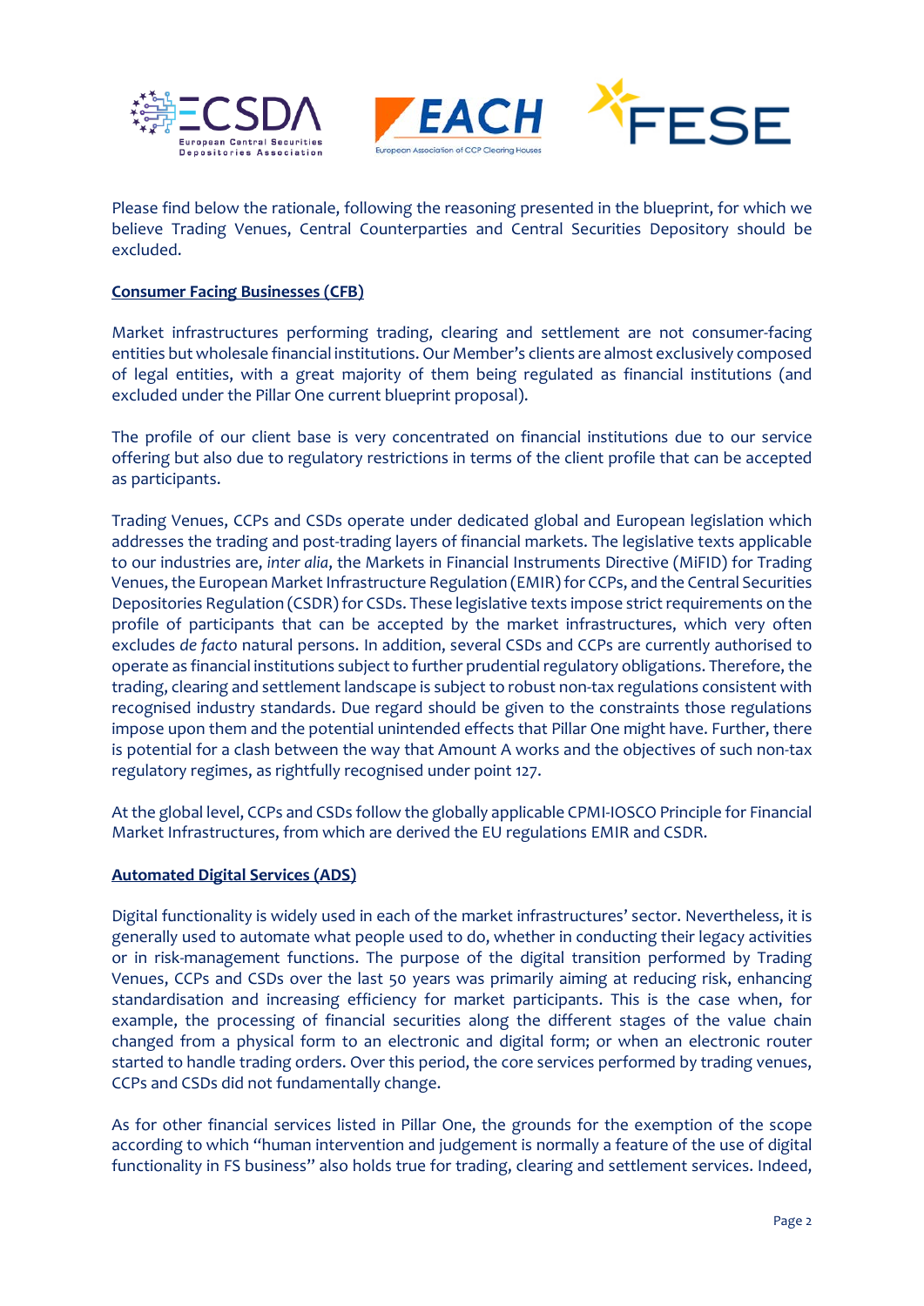Please find below the rationale, following the reasoning presented in the blueprint, for which we believe Trading Venues, Central Counterparties and Central Securities Depository should be excluded.

**Consumer Facing Businesses (CFB)**

Market infrastructures performing trading, clearing and settlement are not consumer-facing entities but wholesale financial institutions. Our Member's clients are almost exclusively composed of legal entities, with a great majority of them being regulated as financial institutions (and excluded under the Pillar One current blueprint proposal).

The profile of our client base is very concentrated on financial institutions due to our service offering but also due to regulatory restrictions in terms of the client profile that can be accepted as participants.

Trading Venues, CCPs and CSDs operate under dedicated global and European legislation which addresses the trading and post-trading layers of financial markets. The legislative texts applicable to our industries are, *inter alia*, the Markets in Financial Instruments Directive (MiFID) for Trading Venues, the European Market Infrastructure Regulation (EMIR) for CCPs, and the Central Securities Depositories Regulation (CSDR) for CSDs. These legislative texts impose strict requirements on the profile of participants that can be accepted by the market infrastructures, which very often excludes *de facto* natural persons. In addition, several CSDs and CCPs are currently authorised to operate as financial institutions subject to further prudential regulatory obligations. Therefore, the trading, clearing and settlement landscape is subject to robust non-tax regulations consistent with recognised industry standards. Due regard should be given to the constraints those regulations impose upon them and the potential unintended effects that Pillar One might have. Further, there is potential for a clash between the way that Amount A works and the objectives of such non-tax regulatory regimes, as rightfully recognised under point 127.

At the global level, CCPs and CSDs follow the globally applicable CPMI-IOSCO Principle for Financial Market Infrastructures, from which are derived the EU regulations EMIR and CSDR.

**Automated Digital Services (ADS)**

Digital functionality is widely used in each of the market infrastructures' sector. Nevertheless, it is generally used to automate what people used to do, whether in conducting their legacy activities or in risk-management functions. The purpose of the digital transition performed by Trading Venues, CCPs and CSDs over the last 50 years was primarily aiming at reducing risk, enhancing standardisation and increasing efficiency for market participants. This is the case when, for example, the processing of financial securities along the different stages of the value chain changed from a physical form to an electronic and digital form; or when an electronic router started to handle trading orders. Over this period, the core services performed by trading venues, CCPs and CSDs did not fundamentally change.

As for other financial services listed in Pillar One, the grounds for the exemption of the scope according to which "human intervention and judgement is normally a feature of the use of digital functionality in FS business" also holds true for trading, clearing and settlement services. Indeed,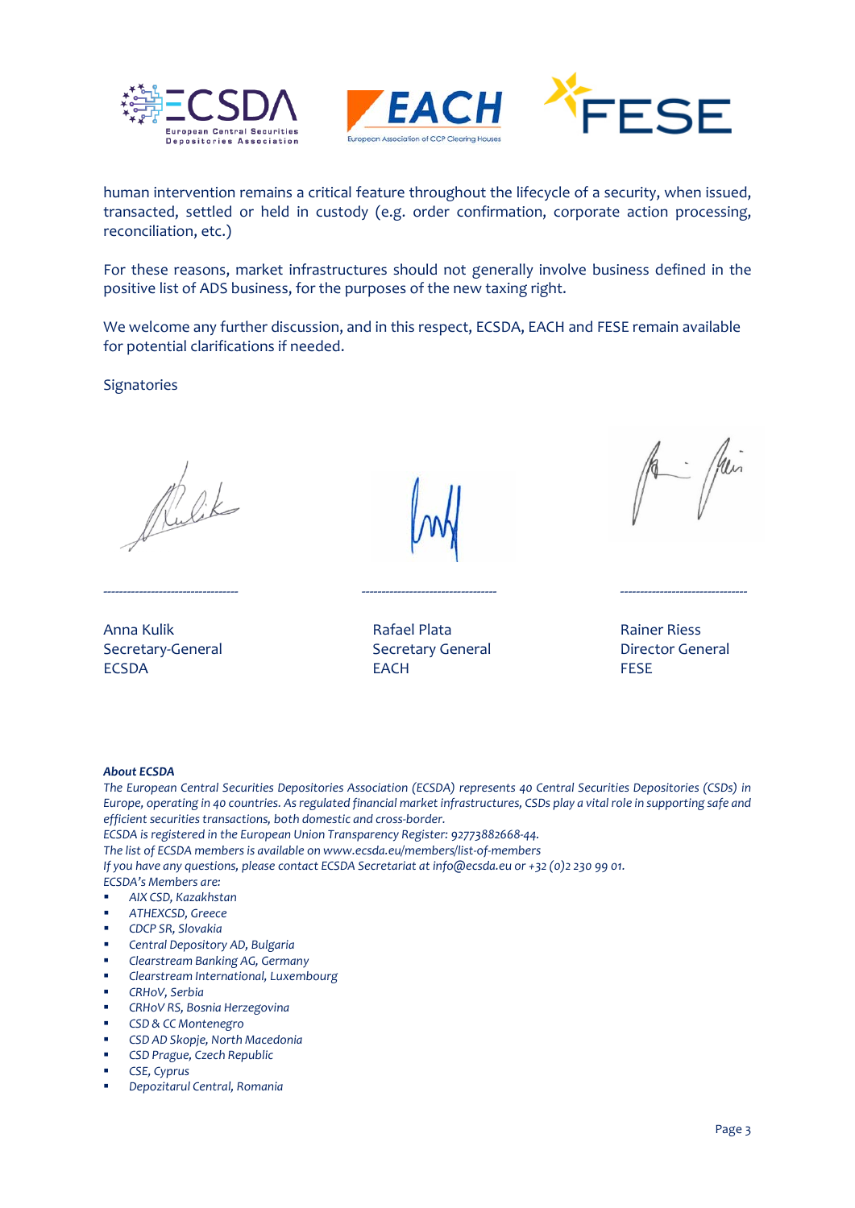human intervention remains a critical feature throughout the lifecycle of a security, when issued, transacted, settled or held in custody (e.g. order confirmation, corporate action processing, reconciliation, etc.)

For these reasons, market infrastructures should not generally involve business defined in the positive list of ADS business, for the purposes of the new taxing right.

We welcome any further discussion, and in this respect, ECSDA, EACH and FESE remain available for potential clarifications if needed.

Signatories

| Anna Kulik<br>Secretary-General<br>ECSDA | Rafael Plata<br>Secretary General<br>EACH | Rainer Riess<br>Director General<br>FESE |
|---|---|---|

***About ECSDA***

*The European Central Securities Depositories Association (ECSDA) represents 40 Central Securities Depositories (CSDs) in Europe, operating in 40 countries. As regulated financial market infrastructures, CSDs play a vital role in supporting safe and efficient securities transactions, both domestic and cross-border.*

*ECSDA is registered in the European Union Transparency Register: 92773882668-44.*

*The list of ECSDA members is available on www.ecsda.eu/members/list-of-members*

*If you have any questions, please contact ECSDA Secretariat at info@ecsda.eu or +32 (0)2 230 99 01.*

*ECSDA's Members are:*

- *AIX CSD, Kazakhstan*
- *ATHEXCSD, Greece*
- *CDCP SR, Slovakia*
- *Central Depository AD, Bulgaria*
- *Clearstream Banking AG, Germany*
- *Clearstream International, Luxembourg*
- *CRHoV, Serbia*
- *CRHoV RS, Bosnia Herzegovina*
- *CSD & CC Montenegro*
- *CSD AD Skopje, North Macedonia*
- *CSD Prague, Czech Republic*
- *CSE, Cyprus*
- *Depozitarul Central, Romania*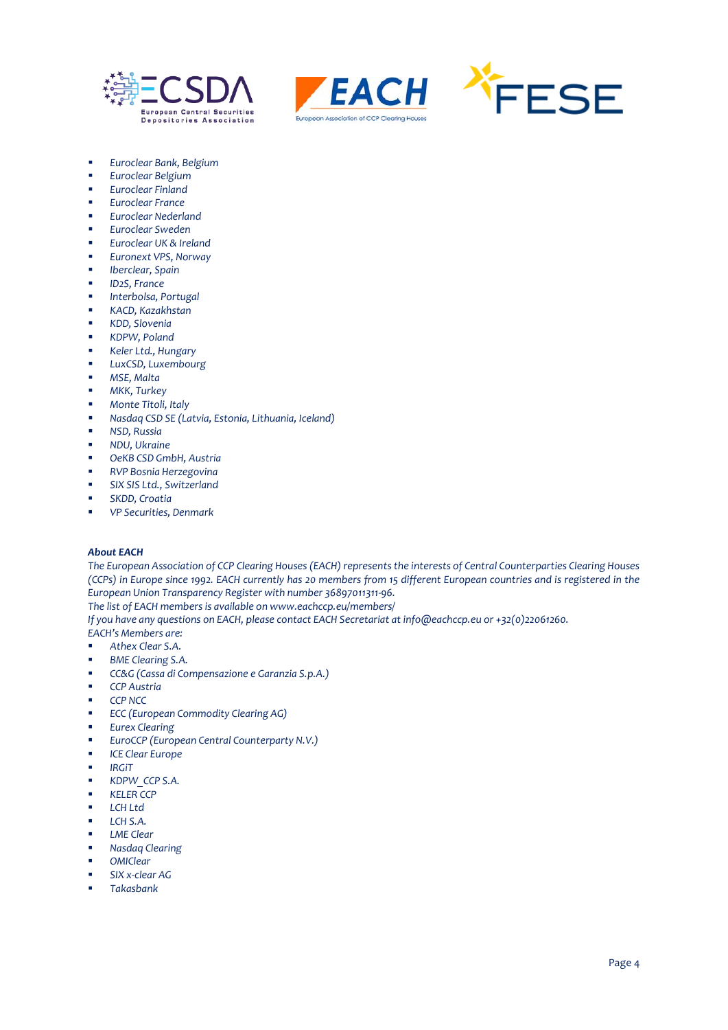- *Euroclear Bank, Belgium*
- *Euroclear Belgium*
- *Euroclear Finland*
- *Euroclear France*
- *Euroclear Nederland*
- *Euroclear Sweden*
- *Euroclear UK & Ireland*
- *Euronext VPS, Norway*
- *Iberclear, Spain*
- *ID2S, France*
- *Interbolsa, Portugal*
- *KACD, Kazakhstan*
- *KDD, Slovenia*
- *KDPW, Poland*
- *Keler Ltd., Hungary*
- *LuxCSD, Luxembourg*
- *MSE, Malta*
- *MKK, Turkey*
- *Monte Titoli, Italy*
- *Nasdaq CSD SE (Latvia, Estonia, Lithuania, Iceland)*
- *NSD, Russia*
- *NDU, Ukraine*
- *OeKB CSD GmbH, Austria*
- *RVP Bosnia Herzegovina*
- *SIX SIS Ltd., Switzerland*
- *SKDD, Croatia*
- *VP Securities, Denmark*

***About EACH***

*The European Association of CCP Clearing Houses (EACH) represents the interests of Central Counterparties Clearing Houses (CCPs) in Europe since 1992. EACH currently has 20 members from 15 different European countries and is registered in the European Union Transparency Register with number 36897011311-96.*

*The list of EACH members is available on www.eachccp.eu/members/*

*If you have any questions on EACH, please contact EACH Secretariat at info@eachccp.eu or +32(0)22061260.*

*EACH's Members are:*

- *Athex Clear S.A.*
- *BME Clearing S.A.*
- *CC&G (Cassa di Compensazione e Garanzia S.p.A.)*
- *CCP Austria*
- *CCP NCC*
- *ECC (European Commodity Clearing AG)*
- *Eurex Clearing*
- *EuroCCP (European Central Counterparty N.V.)*
- *ICE Clear Europe*
- *IRGiT*
- *KDPW_CCP S.A.*
- *KELER CCP*
- *LCH Ltd*
- *LCH S.A.*
- *LME Clear*
- *Nasdaq Clearing*
- *OMIClear*
- *SIX x-clear AG*
- *Takasbank*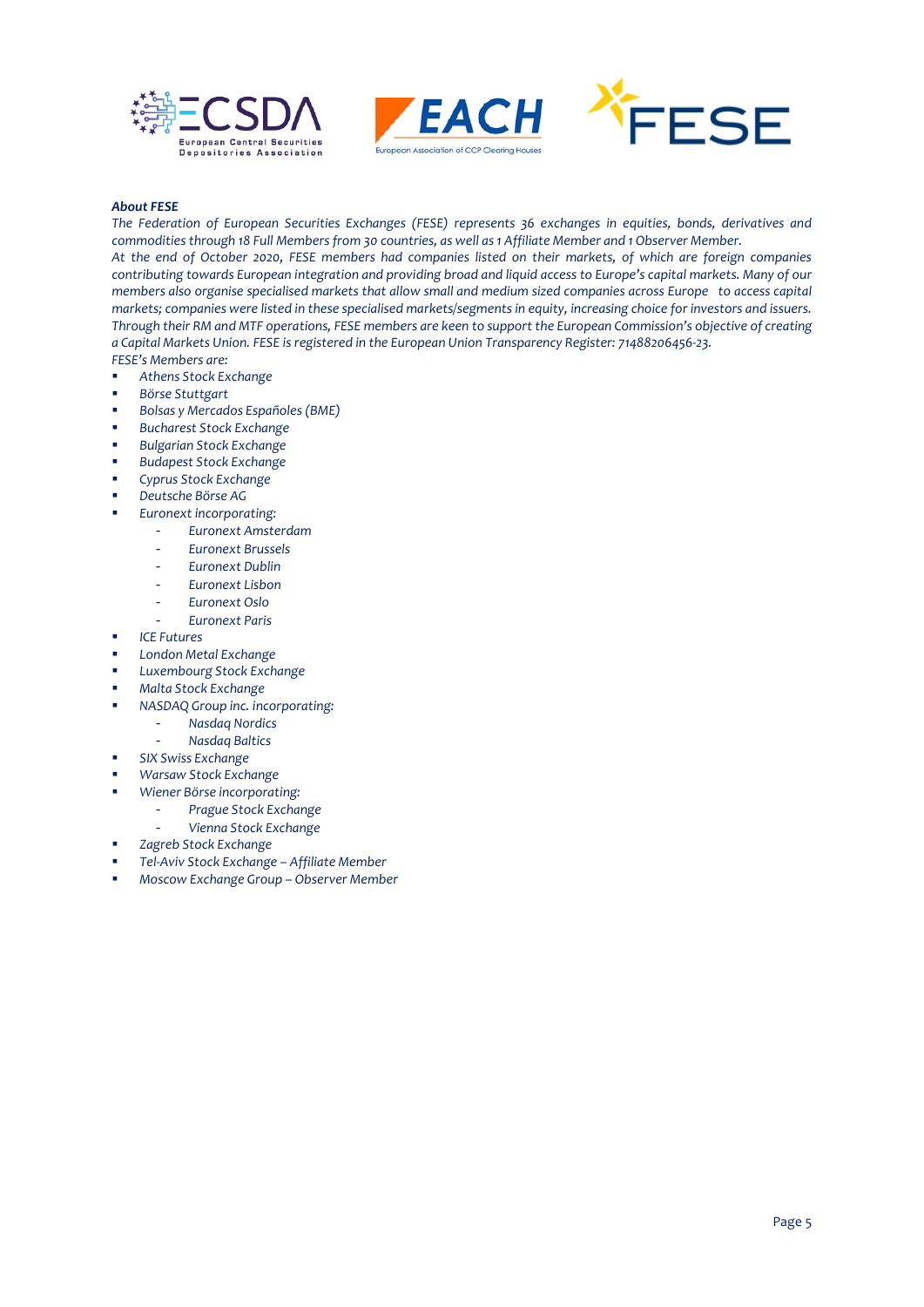***About FESE***

*The Federation of European Securities Exchanges (FESE) represents 36 exchanges in equities, bonds, derivatives and commodities through 18 Full Members from 30 countries, as well as 1 Affiliate Member and 1 Observer Member.*

*At the end of October 2020, FESE members had companies listed on their markets, of which are foreign companies contributing towards European integration and providing broad and liquid access to Europe's capital markets. Many of our members also organise specialised markets that allow small and medium sized companies across Europe to access capital markets; companies were listed in these specialised markets/segments in equity, increasing choice for investors and issuers. Through their RM and MTF operations, FESE members are keen to support the European Commission's objective of creating a Capital Markets Union. FESE is registered in the European Union Transparency Register: 71488206456-23.*

*FESE's Members are:*

- *Athens Stock Exchange*
- *Börse Stuttgart*
- *Bolsas y Mercados Españoles (BME)*
- *Bucharest Stock Exchange*
- *Bulgarian Stock Exchange*
- *Budapest Stock Exchange*
- *Cyprus Stock Exchange*
- *Deutsche Börse AG*
- *Euronext incorporating:*
  - *Euronext Amsterdam*
  - *Euronext Brussels*
  - *Euronext Dublin*
  - *Euronext Lisbon*
  - *Euronext Oslo*
  - *Euronext Paris*
- *ICE Futures*
- *London Metal Exchange*
- *Luxembourg Stock Exchange*
- *Malta Stock Exchange*
- *NASDAQ Group inc. incorporating:*
  - *Nasdaq Nordics*
  - *Nasdaq Baltics*
- *SIX Swiss Exchange*
- *Warsaw Stock Exchange*
- *Wiener Börse incorporating:*
  - *Prague Stock Exchange*
  - *Vienna Stock Exchange*
- *Zagreb Stock Exchange*
- *Tel-Aviv Stock Exchange – Affiliate Member*
- *Moscow Exchange Group – Observer Member*